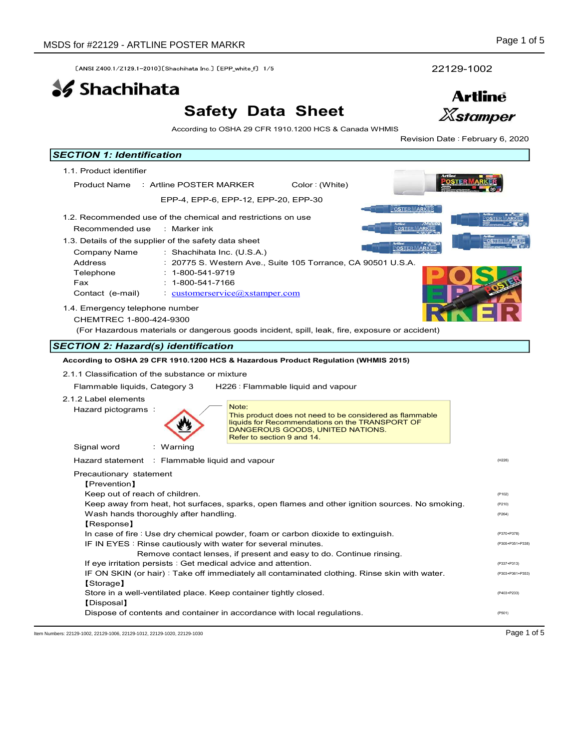〔ANSI Z400.1/Z129.1-2010〕〔Shachihata Inc.〕〔EPP_white_f〕 1/5

22129-1002

Shachihata

Artline Xstamper

# Safety Data Sheet

According to OSHA 29 CFR 1910.1200 HCS & Canada WHMIS

Revision Date : February 6, 2020

## SECTION 1: Identification

1.1. Product identifier

Product Name : Artline POSTER MARKER Color : (White)

EPP-4, EPP-6, EPP-12, EPP-20, EPP-30

1.2. Recommended use of the chemical and restrictions on use

Recommended use : Marker ink

1.3. Details of the supplier of the safety data sheet

| | |
|---|---|
| Company Name | : Shachihata Inc. (U.S.A.) |
| Address | : 20775 S. Western Ave., Suite 105 Torrance, CA 90501 U.S.A. |
| Telephone | : 1-800-541-9719 |
| Fax | : 1-800-541-7166 |
| Contact (e-mail) | : customerservice@xstamper.com |

1.4. Emergency telephone number

CHEMTREC 1-800-424-9300

(For Hazardous materials or dangerous goods incident, spill, leak, fire, exposure or accident)

## SECTION 2: Hazard(s) identification

**According to OSHA 29 CFR 1910.1200 HCS & Hazardous Product Regulation (WHMIS 2015)**

2.1.1 Classification of the substance or mixture

Flammable liquids, Category 3 H226 : Flammable liquid and vapour

2.1.2 Label elements

Hazard pictograms :

Note:
This product does not need to be considered as flammable liquids for Recommendations on the TRANSPORT OF DANGEROUS GOODS, UNITED NATIONS.
Refer to section 9 and 14.

Signal word : Warning

Hazard statement : Flammable liquid and vapour (H226)

Precautionary statement

【Prevention】

Keep out of reach of children. (P102)

Keep away from heat, hot surfaces, sparks, open flames and other ignition sources. No smoking. (P210)

Wash hands thoroughly after handling. (P264)

【Response】

In case of fire : Use dry chemical powder, foam or carbon dioxide to extinguish. (P370+P378)

IF IN EYES : Rinse cautiously with water for several minutes. Remove contact lenses, if present and easy to do. Continue rinsing. (P305+P351+P338)

If eye irritation persists : Get medical advice and attention. (P337+P313)

IF ON SKIN (or hair) : Take off immediately all contaminated clothing. Rinse skin with water. (P303+P361+P353)

【Storage】

Store in a well-ventilated place. Keep container tightly closed. (P403+P233)

【Disposal】

Dispose of contents and container in accordance with local regulations. (P501)

Item Numbers: 22129-1002, 22129-1006, 22129-1012, 22129-1020, 22129-1030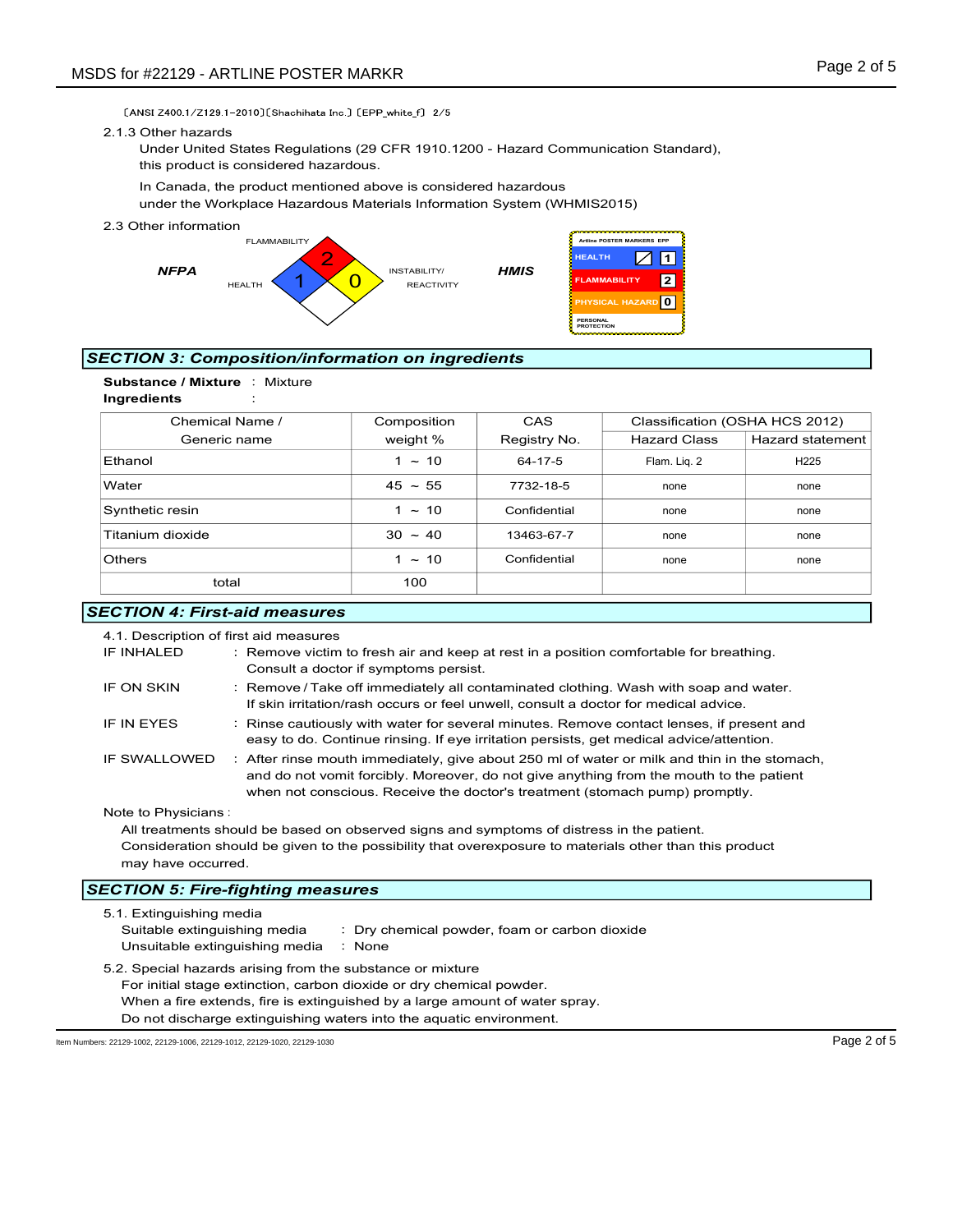〔ANSI Z400.1/Z129.1-2010〕〔Shachihata Inc.〕〔EPP_white_f〕 2/5

2.1.3 Other hazards

Under United States Regulations (29 CFR 1910.1200 - Hazard Communication Standard), this product is considered hazardous.

In Canada, the product mentioned above is considered hazardous under the Workplace Hazardous Materials Information System (WHMIS2015)

2.3 Other information

**NFPA**

FLAMMABILITY 2, HEALTH 1, INSTABILITY/REACTIVITY 0

**HMIS**

Artline POSTER MARKERS EPP

| | |
|---|---|
| HEALTH | / 1 |
| FLAMMABILITY | 2 |
| PHYSICAL HAZARD | 0 |
| PERSONAL PROTECTION | |

## *SECTION 3: Composition/information on ingredients*

**Substance / Mixture** : Mixture
**Ingredients** :

| Chemical Name / Generic name | Composition weight % | CAS Registry No. | Classification (OSHA HCS 2012) | |
|---|---|---|---|---|
| | | | Hazard Class | Hazard statement |
| Ethanol | 1 ～ 10 | 64-17-5 | Flam. Liq. 2 | H225 |
| Water | 45 ～ 55 | 7732-18-5 | none | none |
| Synthetic resin | 1 ～ 10 | Confidential | none | none |
| Titanium dioxide | 30 ～ 40 | 13463-67-7 | none | none |
| Others | 1 ～ 10 | Confidential | none | none |
| total | 100 | | | |

## *SECTION 4: First-aid measures*

4.1. Description of first aid measures

IF INHALED : Remove victim to fresh air and keep at rest in a position comfortable for breathing. Consult a doctor if symptoms persist.

IF ON SKIN : Remove / Take off immediately all contaminated clothing. Wash with soap and water. If skin irritation/rash occurs or feel unwell, consult a doctor for medical advice.

IF IN EYES : Rinse cautiously with water for several minutes. Remove contact lenses, if present and easy to do. Continue rinsing. If eye irritation persists, get medical advice/attention.

IF SWALLOWED : After rinse mouth immediately, give about 250 ml of water or milk and thin in the stomach, and do not vomit forcibly. Moreover, do not give anything from the mouth to the patient when not conscious. Receive the doctor's treatment (stomach pump) promptly.

Note to Physicians :

All treatments should be based on observed signs and symptoms of distress in the patient. Consideration should be given to the possibility that overexposure to materials other than this product may have occurred.

## *SECTION 5: Fire-fighting measures*

5.1. Extinguishing media

Suitable extinguishing media : Dry chemical powder, foam or carbon dioxide
Unsuitable extinguishing media : None

5.2. Special hazards arising from the substance or mixture

For initial stage extinction, carbon dioxide or dry chemical powder.
When a fire extends, fire is extinguished by a large amount of water spray.
Do not discharge extinguishing waters into the aquatic environment.

Item Numbers: 22129-1002, 22129-1006, 22129-1012, 22129-1020, 22129-1030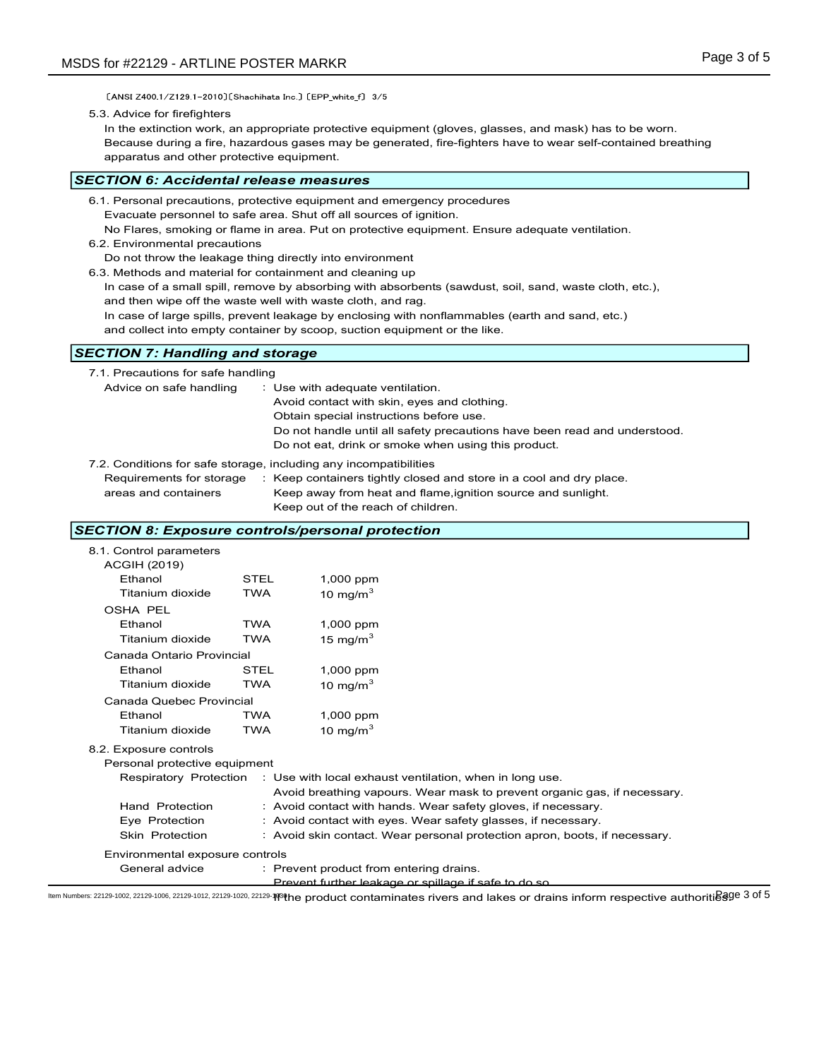〔ANSI Z400.1/Z129.1-2010〕〔Shachihata Inc.〕〔EPP_white_f〕 3/5

5.3. Advice for firefighters

In the extinction work, an appropriate protective equipment (gloves, glasses, and mask) has to be worn. Because during a fire, hazardous gases may be generated, fire-fighters have to wear self-contained breathing apparatus and other protective equipment.

## *SECTION 6: Accidental release measures*

6.1. Personal precautions, protective equipment and emergency procedures

Evacuate personnel to safe area. Shut off all sources of ignition.
No Flares, smoking or flame in area. Put on protective equipment. Ensure adequate ventilation.

6.2. Environmental precautions

Do not throw the leakage thing directly into environment

6.3. Methods and material for containment and cleaning up

In case of a small spill, remove by absorbing with absorbents (sawdust, soil, sand, waste cloth, etc.), and then wipe off the waste well with waste cloth, and rag.
In case of large spills, prevent leakage by enclosing with nonflammables (earth and sand, etc.) and collect into empty container by scoop, suction equipment or the like.

## *SECTION 7: Handling and storage*

7.1. Precautions for safe handling

Advice on safe handling : Use with adequate ventilation.
Avoid contact with skin, eyes and clothing.
Obtain special instructions before use.
Do not handle until all safety precautions have been read and understood.
Do not eat, drink or smoke when using this product.

7.2. Conditions for safe storage, including any incompatibilities

Requirements for storage areas and containers : Keep containers tightly closed and store in a cool and dry place.
Keep away from heat and flame,ignition source and sunlight.
Keep out of the reach of children.

## *SECTION 8: Exposure controls/personal protection*

8.1. Control parameters

| | | |
|---|---|---|
| **ACGIH (2019)** | | |
| Ethanol | STEL | 1,000 ppm |
| Titanium dioxide | TWA | 10 mg/m$^3$ |
| **OSHA PEL** | | |
| Ethanol | TWA | 1,000 ppm |
| Titanium dioxide | TWA | 15 mg/m$^3$ |
| **Canada Ontario Provincial** | | |
| Ethanol | STEL | 1,000 ppm |
| Titanium dioxide | TWA | 10 mg/m$^3$ |
| **Canada Quebec Provincial** | | |
| Ethanol | TWA | 1,000 ppm |
| Titanium dioxide | TWA | 10 mg/m$^3$ |

8.2. Exposure controls

Personal protective equipment

Respiratory Protection : Use with local exhaust ventilation, when in long use.
Avoid breathing vapours. Wear mask to prevent organic gas, if necessary.

Hand Protection : Avoid contact with hands. Wear safety gloves, if necessary.

Eye Protection : Avoid contact with eyes. Wear safety glasses, if necessary.

Skin Protection : Avoid skin contact. Wear personal protection apron, boots, if necessary.

Environmental exposure controls

General advice : Prevent product from entering drains.
Prevent further leakage or spillage if safe to do so.
If the product contaminates rivers and lakes or drains inform respective authorities.

Item Numbers: 22129-1002, 22129-1006, 22129-1012, 22129-1020, 22129-1030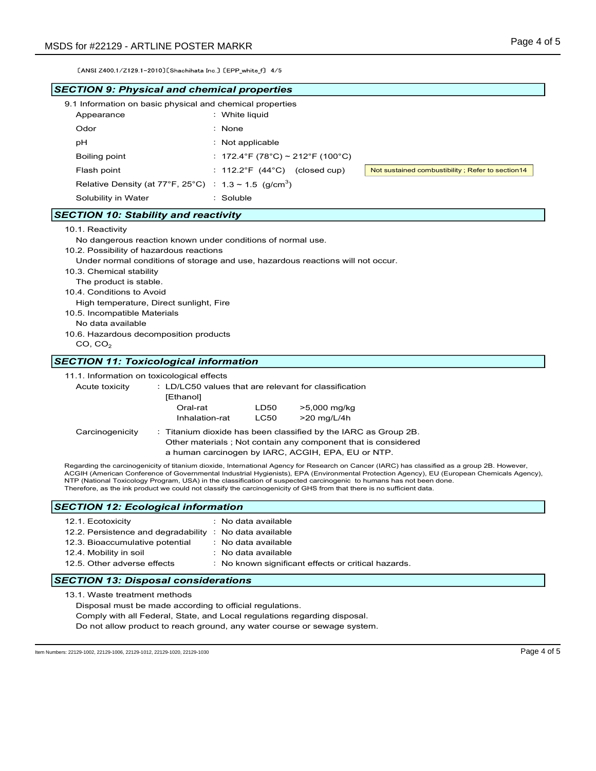〔ANSI Z400.1/Z129.1-2010〕〔Shachihata Inc.〕〔EPP_white_f〕 4/5

## SECTION 9: Physical and chemical properties

9.1 Information on basic physical and chemical properties

| Property | Value | Note |
|---|---|---|
| Appearance | : White liquid | |
| Odor | : None | |
| pH | : Not applicable | |
| Boiling point | : 172.4°F (78°C) ~ 212°F (100°C) | |
| Flash point | : 112.2°F (44°C) (closed cup) | Not sustained combustibility ; Refer to section14 |
| Relative Density (at 77°F, 25°C) | : 1.3 ~ 1.5 (g/cm$^3$) | |
| Solubility in Water | : Soluble | |

## SECTION 10: Stability and reactivity

10.1. Reactivity
No dangerous reaction known under conditions of normal use.

10.2. Possibility of hazardous reactions
Under normal conditions of storage and use, hazardous reactions will not occur.

10.3. Chemical stability
The product is stable.

10.4. Conditions to Avoid
High temperature, Direct sunlight, Fire

10.5. Incompatible Materials
No data available

10.6. Hazardous decomposition products
CO, $CO_2$

## SECTION 11: Toxicological information

11.1. Information on toxicological effects

Acute toxicity : LD/LC50 values that are relevant for classification

[Ethanol]

| | | |
|---|---|---|
| Oral-rat | LD50 | >5,000 mg/kg |
| Inhalation-rat | LC50 | >20 mg/L/4h |

Carcinogenicity : Titanium dioxide has been classified by the IARC as Group 2B.
Other materials ; Not contain any component that is considered a human carcinogen by IARC, ACGIH, EPA, EU or NTP.

Regarding the carcinogenicity of titanium dioxide, International Agency for Research on Cancer (IARC) has classified as a group 2B. However, ACGIH (American Conference of Governmental Industrial Hygienists), EPA (Environmental Protection Agency), EU (European Chemicals Agency), NTP (National Toxicology Program, USA) in the classification of suspected carcinogenic to humans has not been done.
Therefore, as the ink product we could not classify the carcinogenicity of GHS from that there is no sufficient data.

## SECTION 12: Ecological information

| | |
|---|---|
| 12.1. Ecotoxicity | : No data available |
| 12.2. Persistence and degradability | : No data available |
| 12.3. Bioaccumulative potential | : No data available |
| 12.4. Mobility in soil | : No data available |
| 12.5. Other adverse effects | : No known significant effects or critical hazards. |

## SECTION 13: Disposal considerations

13.1. Waste treatment methods
Disposal must be made according to official regulations.
Comply with all Federal, State, and Local regulations regarding disposal.
Do not allow product to reach ground, any water course or sewage system.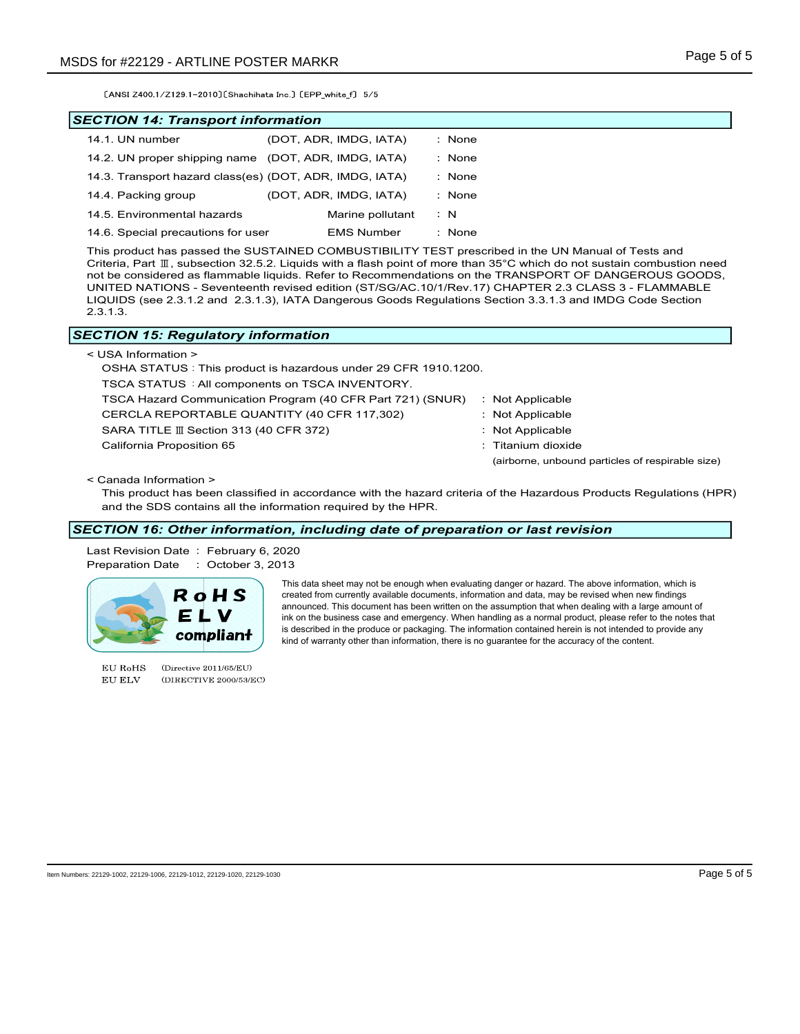〔ANSI Z400.1/Z129.1-2010〕〔Shachihata Inc.〕〔EPP_white_f〕 5/5

## SECTION 14: Transport information

| | | |
|---|---|---|
| 14.1. UN number | (DOT, ADR, IMDG, IATA) | : None |
| 14.2. UN proper shipping name | (DOT, ADR, IMDG, IATA) | : None |
| 14.3. Transport hazard class(es) | (DOT, ADR, IMDG, IATA) | : None |
| 14.4. Packing group | (DOT, ADR, IMDG, IATA) | : None |
| 14.5. Environmental hazards | Marine pollutant | : N |
| 14.6. Special precautions for user | EMS Number | : None |

This product has passed the SUSTAINED COMBUSTIBILITY TEST prescribed in the UN Manual of Tests and Criteria, Part Ⅲ, subsection 32.5.2. Liquids with a flash point of more than 35°C which do not sustain combustion need not be considered as flammable liquids. Refer to Recommendations on the TRANSPORT OF DANGEROUS GOODS, UNITED NATIONS - Seventeenth revised edition (ST/SG/AC.10/1/Rev.17) CHAPTER 2.3 CLASS 3 - FLAMMABLE LIQUIDS (see 2.3.1.2 and 2.3.1.3), IATA Dangerous Goods Regulations Section 3.3.1.3 and IMDG Code Section 2.3.1.3.

## SECTION 15: Regulatory information

< USA Information >

OSHA STATUS : This product is hazardous under 29 CFR 1910.1200.

TSCA STATUS : All components on TSCA INVENTORY.

| | |
|---|---|
| TSCA Hazard Communication Program (40 CFR Part 721) (SNUR) | : Not Applicable |
| CERCLA REPORTABLE QUANTITY (40 CFR 117,302) | : Not Applicable |
| SARA TITLE Ⅲ Section 313 (40 CFR 372) | : Not Applicable |
| California Proposition 65 | : Titanium dioxide (airborne, unbound particles of respirable size) |

< Canada Information >

This product has been classified in accordance with the hazard criteria of the Hazardous Products Regulations (HPR) and the SDS contains all the information required by the HPR.

## SECTION 16: Other information, including date of preparation or last revision

Last Revision Date : February 6, 2020
Preparation Date : October 3, 2013

RoHS ELV compliant

EU RoHS (Directive 2011/65/EU)
EU ELV (DIRECTIVE 2000/53/EC)

This data sheet may not be enough when evaluating danger or hazard. The above information, which is created from currently available documents, information and data, may be revised when new findings announced. This document has been written on the assumption that when dealing with a large amount of ink on the business case and emergency. When handling as a normal product, please refer to the notes that is described in the produce or packaging. The information contained herein is not intended to provide any kind of warranty other than information, there is no guarantee for the accuracy of the content.

Item Numbers: 22129-1002, 22129-1006, 22129-1012, 22129-1020, 22129-1030